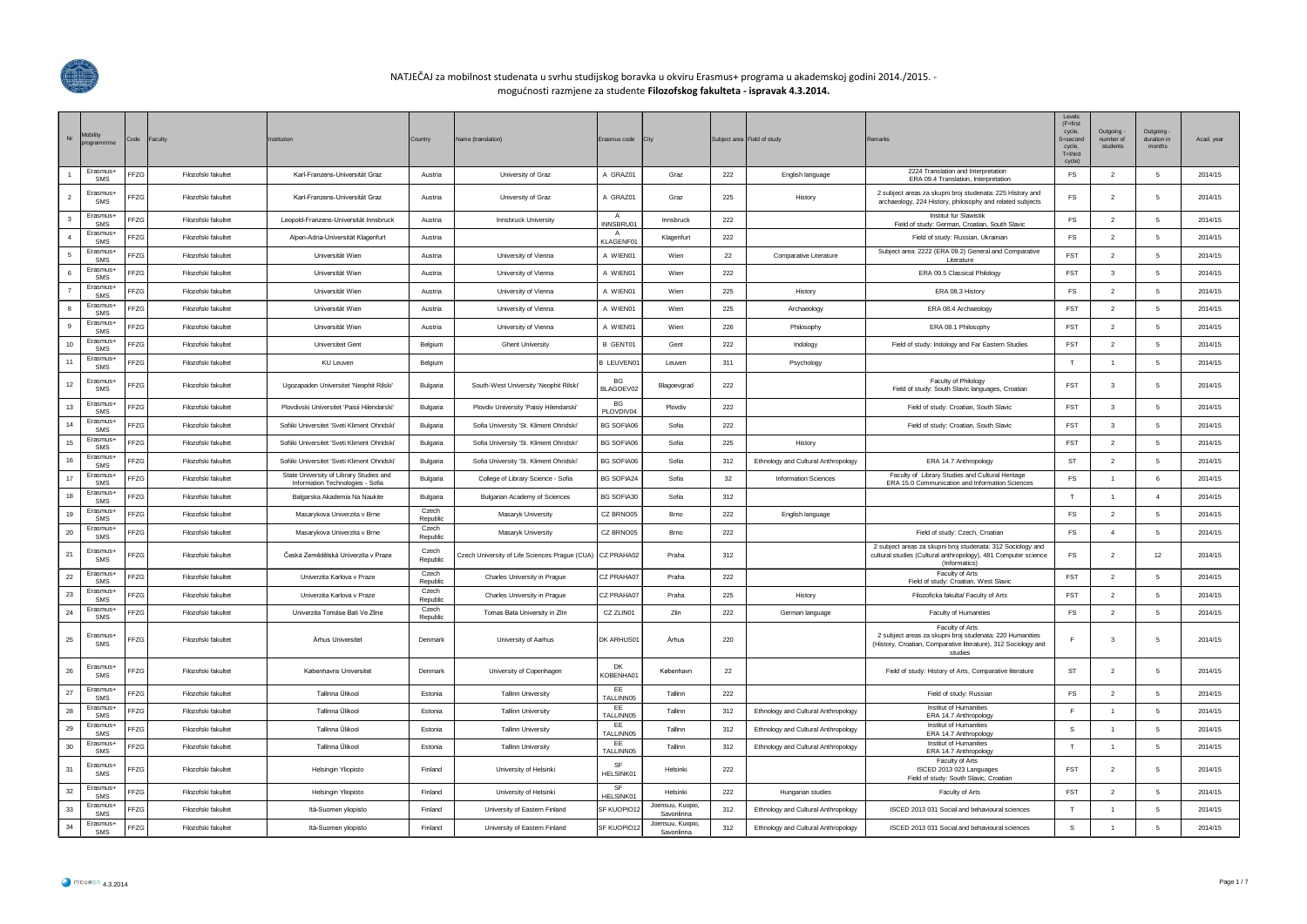# NATJEČAJ za mobilnost studenata u svrhu studijskog boravka u okviru Erasmus+ programa u akademskoj godini 2014./2015. - mogućnosti razmjene za studente Filozofskog fakulteta - ispravak 4.3.2014.

| Nr | Mobility programmme | Code | Faculty | Institution | Country | Name (translation) | Erasmus code | City | Subject area | Field of study | Remarks | Levels (F=first cycle, S=second cycle, T=third cycle) | Outgoing - number of students | Outgoing - duration in months | Acad. year |
|---|---|---|---|---|---|---|---|---|---|---|---|---|---|---|---|
| 1 | Erasmus+ SMS | FFZG | Filozofski fakultet | Karl-Franzens-Universität Graz | Austria | University of Graz | A GRAZ01 | Graz | 222 | English language | 2224 Translation and Interpretation ERA 09.4 Translation, Interpretation | FS | 2 | 5 | 2014/15 |
| 2 | Erasmus+ SMS | FFZG | Filozofski fakultet | Karl-Franzens-Universität Graz | Austria | University of Graz | A GRAZ01 | Graz | 225 | History | 2 subject areas za skupni broj studenata: 225 History and archaeology, 224 History, philosophy and related subjects | FS | 2 | 5 | 2014/15 |
| 3 | Erasmus+ SMS | FFZG | Filozofski fakultet | Leopold-Franzens-Universität Innsbruck | Austria | Innsbruck University | A INNSBRU01 | Innsbruck | 222 | | Institut fur Slawistik Field of study: German, Croatian, South Slavic | FS | 2 | 5 | 2014/15 |
| 4 | Erasmus+ SMS | FFZG | Filozofski fakultet | Alpen-Adria-Universität Klagenfurt | Austria | | A KLAGENF01 | Klagenfurt | 222 | | Field of study: Russian, Ukrainian | FS | 2 | 5 | 2014/15 |
| 5 | Erasmus+ SMS | FFZG | Filozofski fakultet | Universität Wien | Austria | University of Vienna | A WIEN01 | Wien | 22 | Comparative Literature | Subject area: 2222 (ERA 09.2) General and Comparative Literature | FST | 2 | 5 | 2014/15 |
| 6 | Erasmus+ SMS | FFZG | Filozofski fakultet | Universität Wien | Austria | University of Vienna | A WIEN01 | Wien | 222 | | ERA 09.5 Classical Philology | FST | 3 | 5 | 2014/15 |
| 7 | Erasmus+ SMS | FFZG | Filozofski fakultet | Universität Wien | Austria | University of Vienna | A WIEN01 | Wien | 225 | History | ERA 08.3 History | FS | 2 | 5 | 2014/15 |
| 8 | Erasmus+ SMS | FFZG | Filozofski fakultet | Universität Wien | Austria | University of Vienna | A WIEN01 | Wien | 225 | Archaeology | ERA 08.4 Archaeology | FST | 2 | 5 | 2014/15 |
| 9 | Erasmus+ SMS | FFZG | Filozofski fakultet | Universität Wien | Austria | University of Vienna | A WIEN01 | Wien | 226 | Philosophy | ERA 08.1 Philosophy | FST | 2 | 5 | 2014/15 |
| 10 | Erasmus+ SMS | FFZG | Filozofski fakultet | Universiteit Gent | Belgium | Ghent University | B GENT01 | Gent | 222 | Indology | Field of study: Indology and Far Eastern Studies | FST | 2 | 5 | 2014/15 |
| 11 | Erasmus+ SMS | FFZG | Filozofski fakultet | KU Leuven | Belgium | | B LEUVEN01 | Leuven | 311 | Psychology | | T | 1 | 5 | 2014/15 |
| 12 | Erasmus+ SMS | FFZG | Filozofski fakultet | Ugozapaden Universitet 'Neophit Rilski' | Bulgaria | South-West University 'Neophit Rilski' | BG BLAGOEV02 | Blagoevgrad | 222 | | Faculty of Philology Field of study: South Slavic languages, Croatian | FST | 3 | 5 | 2014/15 |
| 13 | Erasmus+ SMS | FFZG | Filozofski fakultet | Plovdivski Universitet 'Paisii Hilendarski' | Bulgaria | Plovdiv University 'Paisiy Hilendarski' | BG PLOVDIV04 | Plovdiv | 222 | | Field of study: Croatian, South Slavic | FST | 3 | 5 | 2014/15 |
| 14 | Erasmus+ SMS | FFZG | Filozofski fakultet | Sofiiski Universitet 'Sveti Kliment Ohridski' | Bulgaria | Sofia University 'St. Kliment Ohridski' | BG SOFIA06 | Sofia | 222 | | Field of study: Croatian, South Slavic | FST | 3 | 5 | 2014/15 |
| 15 | Erasmus+ SMS | FFZG | Filozofski fakultet | Sofiiski Universitet 'Sveti Kliment Ohridski' | Bulgaria | Sofia University 'St. Kliment Ohridski' | BG SOFIA06 | Sofia | 225 | History | | FST | 2 | 5 | 2014/15 |
| 16 | Erasmus+ SMS | FFZG | Filozofski fakultet | Sofiiski Universitet 'Sveti Kliment Ohridski' | Bulgaria | Sofia University 'St. Kliment Ohridski' | BG SOFIA06 | Sofia | 312 | Ethnology and Cultural Anthropology | ERA 14.7 Anthropology | ST | 2 | 5 | 2014/15 |
| 17 | Erasmus+ SMS | FFZG | Filozofski fakultet | State University of Library Studies and Information Technologies - Sofia | Bulgaria | College of Library Science - Sofia | BG SOFIA24 | Sofia | 32 | Information Sciences | Faculty of Library Studies and Cultural Heritage ERA 15.0 Communication and Information Sciences | FS | 1 | 6 | 2014/15 |
| 18 | Erasmus+ SMS | FFZG | Filozofski fakultet | Balgarska Akademia Na Naukite | Bulgaria | Bulgarian Academy of Sciences | BG SOFIA30 | Sofia | 312 | | | T | 1 | 4 | 2014/15 |
| 19 | Erasmus+ SMS | FFZG | Filozofski fakultet | Masarykova Univerzita v Brne | Czech Republic | Masaryk University | CZ BRNO05 | Brno | 222 | English language | | FS | 2 | 5 | 2014/15 |
| 20 | Erasmus+ SMS | FFZG | Filozofski fakultet | Masarykova Univerzita v Brne | Czech Republic | Masaryk University | CZ BRNO05 | Brno | 222 | | Field of study: Czech, Croatian | FS | 4 | 5 | 2014/15 |
| 21 | Erasmus+ SMS | FFZG | Filozofski fakultet | Česká Zemědělská Univerzita v Praze | Czech Republic | Czech University of Life Sciences Prague (CUA) | CZ PRAHA02 | Praha | 312 | | 2 subject areas za skupni broj studenata: 312 Sociology and cultural studies (Cultural anthropology), 481 Computer science (Informatics) | FS | 2 | 12 | 2014/15 |
| 22 | Erasmus+ SMS | FFZG | Filozofski fakultet | Univerzita Karlova v Praze | Czech Republic | Charles University in Prague | CZ PRAHA07 | Praha | 222 | | Faculty of Arts Field of study: Croatian, West Slavic | FST | 2 | 5 | 2014/15 |
| 23 | Erasmus+ SMS | FFZG | Filozofski fakultet | Univerzita Karlova v Praze | Czech Republic | Charles University in Prague | CZ PRAHA07 | Praha | 225 | History | Filozoficka fakulta/ Faculty of Arts | FST | 2 | 5 | 2014/15 |
| 24 | Erasmus+ SMS | FFZG | Filozofski fakultet | Univerzita Tomáse Bati Ve Zline | Czech Republic | Tomas Bata University in Zlin | CZ ZLIN01 | Zlin | 222 | German language | Faculty of Humanities | FS | 2 | 5 | 2014/15 |
| 25 | Erasmus+ SMS | FFZG | Filozofski fakultet | Århus Universitet | Denmark | University of Aarhus | DK ARHUS01 | Århus | 220 | | Faculty of Arts 2 subject areas za skupni broj studenata: 220 Humanities (History, Croatian, Comparative literature), 312 Sociology and studies | F | 3 | 5 | 2014/15 |
| 26 | Erasmus+ SMS | FFZG | Filozofski fakultet | Københavns Universitet | Denmark | University of Copenhagen | DK KOBENHA01 | København | 22 | | Field of study: History of Arts, Comparative literature | ST | 2 | 5 | 2014/15 |
| 27 | Erasmus+ SMS | FFZG | Filozofski fakultet | Tallinna Ülikool | Estonia | Tallinn University | EE TALLINN05 | Tallinn | 222 | | Field of study: Russian | FS | 2 | 5 | 2014/15 |
| 28 | Erasmus+ SMS | FFZG | Filozofski fakultet | Tallinna Ülikool | Estonia | Tallinn University | EE TALLINN05 | Tallinn | 312 | Ethnology and Cultural Anthropology | Institut of Humanities ERA 14.7 Anthropology | F | 1 | 5 | 2014/15 |
| 29 | Erasmus+ SMS | FFZG | Filozofski fakultet | Tallinna Ülikool | Estonia | Tallinn University | EE TALLINN05 | Tallinn | 312 | Ethnology and Cultural Anthropology | Institut of Humanities ERA 14.7 Anthropology | S | 1 | 5 | 2014/15 |
| 30 | Erasmus+ SMS | FFZG | Filozofski fakultet | Tallinna Ülikool | Estonia | Tallinn University | EE TALLINN05 | Tallinn | 312 | Ethnology and Cultural Anthropology | Institut of Humanities ERA 14.7 Anthropology | T | 1 | 5 | 2014/15 |
| 31 | Erasmus+ SMS | FFZG | Filozofski fakultet | Helsingin Yliopisto | Finland | University of Helsinki | SF HELSINK01 | Helsinki | 222 | | Faculty of Arts ISCED 2013 023 Languages Field of study: South Slavic, Croatian | FST | 2 | 5 | 2014/15 |
| 32 | Erasmus+ SMS | FFZG | Filozofski fakultet | Helsingin Yliopisto | Finland | University of Helsinki | SF HELSINK01 | Helsinki | 222 | Hungarian studies | Faculty of Arts | FST | 2 | 5 | 2014/15 |
| 33 | Erasmus+ SMS | FFZG | Filozofski fakultet | Itä-Suomen yliopisto | Finland | University of Eastern Finland | SF KUOPIO12 | Joensuu, Kuopio, Savonlinna | 312 | Ethnology and Cultural Anthropology | ISCED 2013 031 Social and behavioural sciences | T | 1 | 5 | 2014/15 |
| 34 | Erasmus+ SMS | FFZG | Filozofski fakultet | Itä-Suomen yliopisto | Finland | University of Eastern Finland | SF KUOPIO12 | Joensuu, Kuopio, Savonlinna | 312 | Ethnology and Cultural Anthropology | ISCED 2013 031 Social and behavioural sciences | S | 1 | 5 | 2014/15 |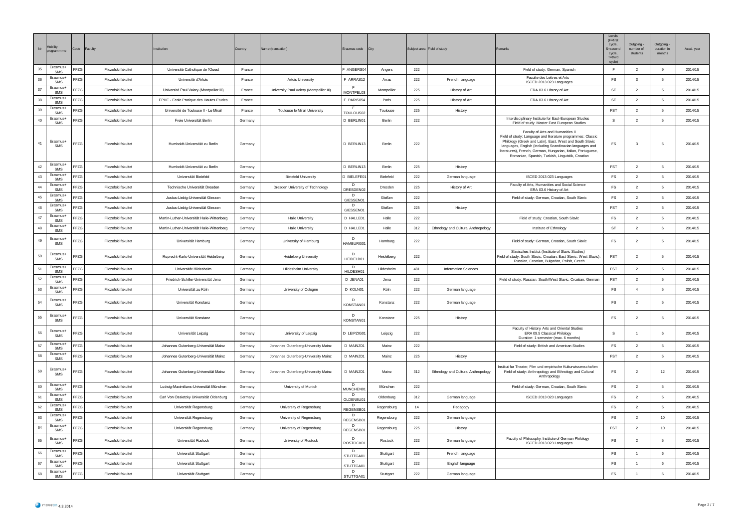| Nr | Mobility programmme | Code | Faculty | Institution | Country | Name (translation) | Erasmus code | City | Subject area | Field of study | Remarks | Levels (F=first cycle, S=second cycle, T=third cycle) | Outgoing - number of students | Outgoing - duration in months | Acad. year |
|---|---|---|---|---|---|---|---|---|---|---|---|---|---|---|---|
| 35 | Erasmus+ SMS | FFZG | Filozofski fakultet | Université Catholique de l'Ouest | France | | F ANGERS04 | Angers | 222 | | Field of study: German, Spanish | F | 2 | 9 | 2014/15 |
| 36 | Erasmus+ SMS | FFZG | Filozofski fakultet | Université d'Artois | France | Artois University | F ARRAS12 | Arras | 222 | French language | Faculte des Lettres et Arts ISCED 2013 023 Languages | FS | 3 | 5 | 2014/15 |
| 37 | Erasmus+ SMS | FFZG | Filozofski fakultet | Université Paul Valery (Montpellier III) | France | University Paul Valery (Montpellier III) | F MONTPEL03 | Montpellier | 225 | History of Art | ERA 03.6 History of Art | ST | 2 | 5 | 2014/15 |
| 38 | Erasmus+ SMS | FFZG | Filozofski fakultet | EPHE - Ecole Pratique des Hautes Etudes | France | | F PARIS054 | Paris | 225 | History of Art | ERA 03.6 History of Art | ST | 2 | 5 | 2014/15 |
| 39 | Erasmus+ SMS | FFZG | Filozofski fakultet | Université de Toulouse II - Le Mirail | France | Toulouse le Mirail University | F TOULOUS02 | Toulouse | 225 | History | | FST | 2 | 5 | 2014/15 |
| 40 | Erasmus+ SMS | FFZG | Filozofski fakultet | Freie Universität Berlin | Germany | | D BERLIN01 | Berlin | 222 | | Interdisciplinary Institute for East-European Studies Field of study: Master East European Studies | S | 2 | 5 | 2014/15 |
| 41 | Erasmus+ SMS | FFZG | Filozofski fakultet | Humboldt-Universität zu Berlin | Germany | | D BERLIN13 | Berlin | 222 | | Faculty of Arts and Humanities II Field of study: Language and literature programmes: Classic Philology (Greek and Latin), East, West and South Slavic languages, English (including Scandinavian languages and literatures), French, German, Hungarian, Italian, Portuguese, Romanian, Spanish, Turkish, Linguistik, Croatian | FS | 3 | 5 | 2014/15 |
| 42 | Erasmus+ SMS | FFZG | Filozofski fakultet | Humboldt-Universität zu Berlin | Germany | | D BERLIN13 | Berlin | 225 | History | | FST | 2 | 5 | 2014/15 |
| 43 | Erasmus+ SMS | FFZG | Filozofski fakultet | Universität Bielefeld | Germany | Bielefeld University | D BIELEFE01 | Bielefeld | 222 | German language | ISCED 2013 023 Languages | FS | 2 | 5 | 2014/15 |
| 44 | Erasmus+ SMS | FFZG | Filozofski fakultet | Technische Universität Dresden | Germany | Dresden University of Technology | D DRESDEN02 | Dresden | 225 | History of Art | Faculty of Arts, Humanities and Social Science ERA 03.6 History of Art | FS | 2 | 5 | 2014/15 |
| 45 | Erasmus+ SMS | FFZG | Filozofski fakultet | Justus-Liebig-Universität Giessen | Germany | | D GIESSEN01 | Gießen | 222 | | Field of study: German, Croatian, South Slavic | FS | 2 | 5 | 2014/15 |
| 46 | Erasmus+ SMS | FFZG | Filozofski fakultet | Justus-Liebig-Universität Giessen | Germany | | D GIESSEN01 | Gießen | 225 | History | | FST | 2 | 5 | 2014/15 |
| 47 | Erasmus+ SMS | FFZG | Filozofski fakultet | Martin-Luther-Universität Halle-Wittenberg | Germany | Halle University | D HALLE01 | Halle | 222 | | Field of study: Croatian, South Slavic | FS | 2 | 5 | 2014/15 |
| 48 | Erasmus+ SMS | FFZG | Filozofski fakultet | Martin-Luther-Universität Halle-Wittenberg | Germany | Halle University | D HALLE01 | Halle | 312 | Ethnology and Cultural Anthropology | Institute of Ethnology | ST | 2 | 6 | 2014/15 |
| 49 | Erasmus+ SMS | FFZG | Filozofski fakultet | Universität Hamburg | Germany | University of Hamburg | D HAMBURG01 | Hamburg | 222 | | Field of study: German, Croatian, South Slavic | FS | 2 | 5 | 2014/15 |
| 50 | Erasmus+ SMS | FFZG | Filozofski fakultet | Ruprecht-Karls-Universität Heidelberg | Germany | Heidelberg University | D HEIDELB01 | Heidelberg | 222 | | Slavisches Institut (Institute of Slavic Studies) Field of study: South Slavic, Croatian, East Slavic, West Slavic): Russian, Croatian, Bulgarian, Polish, Czech | FST | 2 | 5 | 2014/15 |
| 51 | Erasmus+ SMS | FFZG | Filozofski fakultet | Universität Hildesheim | Germany | Hildesheim University | D HILDESH01 | Hildesheim | 481 | Information Sciences | | FST | 2 | 5 | 2014/15 |
| 52 | Erasmus+ SMS | FFZG | Filozofski fakultet | Friedrich-Schiller-Universität Jena | Germany | | D JENA01 | Jena | 222 | | Field of study: Russian, South/West Slavic, Croatian, German | FST | 2 | 5 | 2014/15 |
| 53 | Erasmus+ SMS | FFZG | Filozofski fakultet | Universität zu Köln | Germany | University of Cologne | D KOLN01 | Köln | 222 | German language | | FS | 4 | 5 | 2014/15 |
| 54 | Erasmus+ SMS | FFZG | Filozofski fakultet | Universität Konstanz | Germany | | D KONSTAN01 | Konstanz | 222 | German language | | FS | 2 | 5 | 2014/15 |
| 55 | Erasmus+ SMS | FFZG | Filozofski fakultet | Universität Konstanz | Germany | | D KONSTAN01 | Konstanz | 225 | History | | FS | 2 | 5 | 2014/15 |
| 56 | Erasmus+ SMS | FFZG | Filozofski fakultet | Universität Leipzig | Germany | University of Leipzig | D LEIPZIG01 | Leipzig | 222 | | Faculty of History, Arts and Oriental Studies ERA 09.5 Classical Philology Duration: 1 semester (max. 6 months) | S | 1 | 6 | 2014/15 |
| 57 | Erasmus+ SMS | FFZG | Filozofski fakultet | Johannes Gutenberg-Universität Mainz | Germany | Johannes Gutenberg-University Mainz | D MAINZ01 | Mainz | 222 | | Field of study: British and American Studies | FS | 2 | 5 | 2014/15 |
| 58 | Erasmus+ SMS | FFZG | Filozofski fakultet | Johannes Gutenberg-Universität Mainz | Germany | Johannes Gutenberg-University Mainz | D MAINZ01 | Mainz | 225 | History | | FST | 2 | 5 | 2014/15 |
| 59 | Erasmus+ SMS | FFZG | Filozofski fakultet | Johannes Gutenberg-Universität Mainz | Germany | Johannes Gutenberg-University Mainz | D MAINZ01 | Mainz | 312 | Ethnology and Cultural Anthropology | Institut fur Theater, Film und empirische Kulturwissenschaften Field of study: Anthropology and Ethnology and Cultural Anthropology | FS | 2 | 12 | 2014/15 |
| 60 | Erasmus+ SMS | FFZG | Filozofski fakultet | Ludwig-Maximilians-Universität München | Germany | University of Munich | D MUNCHEN01 | München | 222 | | Field of study: German, Croatian, South Slavic | FS | 2 | 5 | 2014/15 |
| 61 | Erasmus+ SMS | FFZG | Filozofski fakultet | Carl Von Ossietzky Universität Oldenburg | Germany | | D OLDENBU01 | Oldenburg | 312 | German language | ISCED 2013 023 Languages | FS | 2 | 5 | 2014/15 |
| 62 | Erasmus+ SMS | FFZG | Filozofski fakultet | Universität Regensburg | Germany | University of Regensburg | D REGENSB01 | Regensburg | 14 | Pedagogy | | FS | 2 | 5 | 2014/15 |
| 63 | Erasmus+ SMS | FFZG | Filozofski fakultet | Universität Regensburg | Germany | University of Regensburg | D REGENSB01 | Regensburg | 222 | German language | | FS | 2 | 10 | 2014/15 |
| 64 | Erasmus+ SMS | FFZG | Filozofski fakultet | Universität Regensburg | Germany | University of Regensburg | D REGENSB01 | Regensburg | 225 | History | | FST | 2 | 10 | 2014/15 |
| 65 | Erasmus+ SMS | FFZG | Filozofski fakultet | Universität Rostock | Germany | University of Rostock | D ROSTOCK01 | Rostock | 222 | German language | Faculty of Philosophy, Institute of German Philology ISCED 2013 023 Languages | FS | 2 | 5 | 2014/15 |
| 66 | Erasmus+ SMS | FFZG | Filozofski fakultet | Universität Stuttgart | Germany | | D STUTTGA01 | Stuttgart | 222 | French language | | FS | 1 | 6 | 2014/15 |
| 67 | Erasmus+ SMS | FFZG | Filozofski fakultet | Universität Stuttgart | Germany | | D STUTTGA01 | Stuttgart | 222 | English language | | FS | 1 | 6 | 2014/15 |
| 68 | Erasmus+ SMS | FFZG | Filozofski fakultet | Universität Stuttgart | Germany | | D STUTTGA01 | Stuttgart | 222 | German language | | FS | 1 | 6 | 2014/15 |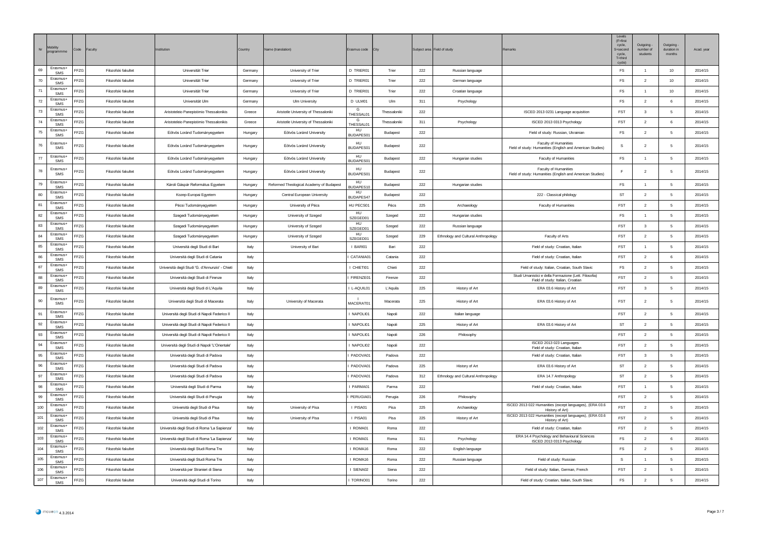| Nr | Mobility programmme | Code | Faculty | Institution | Country | Name (translation) | Erasmus code | City | Subject area | Field of study | Remarks | Levels (F=first cycle, S=second cycle, T=third cycle) | Outgoing - number of students | Outgoing - duration in months | Acad. year |
|---|---|---|---|---|---|---|---|---|---|---|---|---|---|---|---|
| 69 | Erasmus+ SMS | FFZG | Filozofski fakultet | Universität Trier | Germany | University of Trier | D TRIER01 | Trier | 222 | Russian language | | FS | 1 | 10 | 2014/15 |
| 70 | Erasmus+ SMS | FFZG | Filozofski fakultet | Universität Trier | Germany | University of Trier | D TRIER01 | Trier | 222 | German language | | FS | 2 | 10 | 2014/15 |
| 71 | Erasmus+ SMS | FFZG | Filozofski fakultet | Universität Trier | Germany | University of Trier | D TRIER01 | Trier | 222 | Croatian language | | FS | 1 | 10 | 2014/15 |
| 72 | Erasmus+ SMS | FFZG | Filozofski fakultet | Universität Ulm | Germany | Ulm University | D ULM01 | Ulm | 311 | Psychology | | FS | 2 | 6 | 2014/15 |
| 73 | Erasmus+ SMS | FFZG | Filozofski fakultet | Aristoteleio Panepistimio Thessalonikis | Greece | Aristotle University of Thessaloniki | G THESSAL01 | Thessaloniki | 222 | | ISCED 2013 0231 Language acquisition | FST | 3 | 5 | 2014/15 |
| 74 | Erasmus+ SMS | FFZG | Filozofski fakultet | Aristoteleio Panepistimio Thessalonikis | Greece | Aristotle University of Thessaloniki | G THESSAL01 | Thessaloniki | 311 | Psychology | ISCED 2013 0313 Psychology | FST | 2 | 6 | 2014/15 |
| 75 | Erasmus+ SMS | FFZG | Filozofski fakultet | Eötvös Loránd Tudományegyetem | Hungary | Eötvös Loránd University | HU BUDAPES01 | Budapest | 222 | | Field of study: Russian, Ukrainian | FS | 2 | 5 | 2014/15 |
| 76 | Erasmus+ SMS | FFZG | Filozofski fakultet | Eötvös Loránd Tudományegyetem | Hungary | Eötvös Loránd University | HU BUDAPES01 | Budapest | 222 | | Faculty of Humanities Field of study: Humanities (English and American Studies) | S | 2 | 5 | 2014/15 |
| 77 | Erasmus+ SMS | FFZG | Filozofski fakultet | Eötvös Loránd Tudományegyetem | Hungary | Eötvös Loránd University | HU BUDAPES01 | Budapest | 222 | Hungarian studies | Faculty of Humanities | FS | 1 | 5 | 2014/15 |
| 78 | Erasmus+ SMS | FFZG | Filozofski fakultet | Eötvös Loránd Tudományegyetem | Hungary | Eötvös Loránd University | HU BUDAPES01 | Budapest | 222 | | Faculty of Humanities Field of study: Humanities (English and American Studies) | F | 2 | 5 | 2014/15 |
| 79 | Erasmus+ SMS | FFZG | Filozofski fakultet | Károli Gáspár Református Egyetem | Hungary | Reformed Theological Academy of Budapest | HU BUDAPES10 | Budapest | 222 | Hungarian studies | | FS | 1 | 5 | 2014/15 |
| 80 | Erasmus+ SMS | FFZG | Filozofski fakultet | Kozep-Europai Egyetem | Hungary | Central European University | HU BUDAPES47 | Budapest | 222 | | 222 - Classical philology | ST | 2 | 5 | 2014/15 |
| 81 | Erasmus+ SMS | FFZG | Filozofski fakultet | Pécsi Tudományegyetem | Hungary | University of Pécs | HU PECS01 | Pécs | 225 | Archaeology | Faculty of Humanities | FST | 2 | 5 | 2014/15 |
| 82 | Erasmus+ SMS | FFZG | Filozofski fakultet | Szegedi Tudományegyetem | Hungary | University of Szeged | HU SZEGED01 | Szeged | 222 | Hungarian studies | | FS | 1 | 5 | 2014/15 |
| 83 | Erasmus+ SMS | FFZG | Filozofski fakultet | Szegedi Tudományegyetem | Hungary | University of Szeged | HU SZEGED01 | Szeged | 222 | Russian language | | FST | 3 | 5 | 2014/15 |
| 84 | Erasmus+ SMS | FFZG | Filozofski fakultet | Szegedi Tudományegyetem | Hungary | University of Szeged | HU SZEGED01 | Szeged | 229 | Ethnology and Cultural Anthropology | Faculty of Arts | FST | 2 | 5 | 2014/15 |
| 85 | Erasmus+ SMS | FFZG | Filozofski fakultet | Università degli Studi di Bari | Italy | University of Bari | I BARI01 | Bari | 222 | | Field of study: Croatian, Italian | FST | 1 | 5 | 2014/15 |
| 86 | Erasmus+ SMS | FFZG | Filozofski fakultet | Università degli Studi di Catania | Italy | | I CATANIA01 | Catania | 222 | | Field of study: Croatian, Italian | FST | 2 | 6 | 2014/15 |
| 87 | Erasmus+ SMS | FFZG | Filozofski fakultet | Università degli Studi 'G. d'Annunzio' - Chieti | Italy | | I CHIETI01 | Chieti | 222 | | Field of study: Italian, Croatian, South Slavic | FS | 2 | 5 | 2014/15 |
| 88 | Erasmus+ SMS | FFZG | Filozofski fakultet | Università degli Studi di Firenze | Italy | | I FIRENZE01 | Firenze | 222 | | Studi Umanistici e della Formazione (Lett. Filosofia) Field of study: Italian, Croatian | FST | 2 | 5 | 2014/15 |
| 89 | Erasmus+ SMS | FFZG | Filozofski fakultet | Università degli Studi di L'Aquila | Italy | | I L-AQUIL01 | L'Aquila | 225 | History of Art | ERA 03.6 History of Art | FST | 3 | 5 | 2014/15 |
| 90 | Erasmus+ SMS | FFZG | Filozofski fakultet | Università degli Studi di Macerata | Italy | University of Macerata | I MACERAT01 | Macerata | 225 | History of Art | ERA 03.6 History of Art | FST | 2 | 5 | 2014/15 |
| 91 | Erasmus+ SMS | FFZG | Filozofski fakultet | Università degli Studi di Napoli Federico II | Italy | | I NAPOLI01 | Napoli | 222 | Italian language | | FST | 2 | 5 | 2014/15 |
| 92 | Erasmus+ SMS | FFZG | Filozofski fakultet | Università degli Studi di Napoli Federico II | Italy | | I NAPOLI01 | Napoli | 225 | History of Art | ERA 03.6 History of Art | ST | 2 | 5 | 2014/15 |
| 93 | Erasmus+ SMS | FFZG | Filozofski fakultet | Università degli Studi di Napoli Federico II | Italy | | I NAPOLI01 | Napoli | 226 | Philosophy | | FST | 2 | 5 | 2014/15 |
| 94 | Erasmus+ SMS | FFZG | Filozofski fakultet | Università degli Studi di Napoli 'L'Orientale' | Italy | | I NAPOLI02 | Napoli | 222 | | ISCED 2013 023 Languages Field of study: Croatian, Italian | FST | 2 | 5 | 2014/15 |
| 95 | Erasmus+ SMS | FFZG | Filozofski fakultet | Università degli Studi di Padova | Italy | | I PADOVA01 | Padova | 222 | | Field of study: Croatian, Italian | FST | 3 | 5 | 2014/15 |
| 96 | Erasmus+ SMS | FFZG | Filozofski fakultet | Università degli Studi di Padova | Italy | | I PADOVA01 | Padova | 225 | History of Art | ERA 03.6 History of Art | ST | 2 | 5 | 2014/15 |
| 97 | Erasmus+ SMS | FFZG | Filozofski fakultet | Università degli Studi di Padova | Italy | | I PADOVA01 | Padova | 312 | Ethnology and Cultural Anthropology | ERA 14.7 Anthropology | ST | 2 | 5 | 2014/15 |
| 98 | Erasmus+ SMS | FFZG | Filozofski fakultet | Università degli Studi di Parma | Italy | | I PARMA01 | Parma | 222 | | Field of study: Croatian, Italian | FST | 1 | 5 | 2014/15 |
| 99 | Erasmus+ SMS | FFZG | Filozofski fakultet | Università degli Studi di Perugia | Italy | | I PERUGIA01 | Perugia | 226 | Philosophy | | FST | 2 | 5 | 2014/15 |
| 100 | Erasmus+ SMS | FFZG | Filozofski fakultet | Università degli Studi di Pisa | Italy | University of Pisa | I PISA01 | Pisa | 225 | Archaeology | ISCED 2013 022 Humanities (except languages), (ERA 03.6 History of Art) | FST | 2 | 5 | 2014/15 |
| 101 | Erasmus+ SMS | FFZG | Filozofski fakultet | Università degli Studi di Pisa | Italy | University of Pisa | I PISA01 | Pisa | 225 | History of Art | ISCED 2013 022 Humanities (except languages), (ERA 03.6 History of Art) | FST | 2 | 5 | 2014/15 |
| 102 | Erasmus+ SMS | FFZG | Filozofski fakultet | Università degli Studi di Roma 'La Sapienza' | Italy | | I ROMA01 | Roma | 222 | | Field of study: Croatian, Italian | FST | 2 | 5 | 2014/15 |
| 103 | Erasmus+ SMS | FFZG | Filozofski fakultet | Università degli Studi di Roma 'La Sapienza' | Italy | | I ROMA01 | Roma | 311 | Psychology | ERA 14.4 Psychology and Behavioural Sciences ISCED 2013 0313 Psychology | FS | 2 | 6 | 2014/15 |
| 104 | Erasmus+ SMS | FFZG | Filozofski fakultet | Università degli Studi Roma Tre | Italy | | I ROMA16 | Roma | 222 | English language | | FS | 2 | 5 | 2014/15 |
| 105 | Erasmus+ SMS | FFZG | Filozofski fakultet | Università degli Studi Roma Tre | Italy | | I ROMA16 | Roma | 222 | Russian language | Field of study: Russian | S | 1 | 5 | 2014/15 |
| 106 | Erasmus+ SMS | FFZG | Filozofski fakultet | Università per Stranieri di Siena | Italy | | I SIENA02 | Siena | 222 | | Field of study: Italian, German, French | FST | 2 | 5 | 2014/15 |
| 107 | Erasmus+ SMS | FFZG | Filozofski fakultet | Università degli Studi di Torino | Italy | | I TORINO01 | Torino | 222 | | Field of study: Croatian, Italian, South Slavic | FS | 2 | 5 | 2014/15 |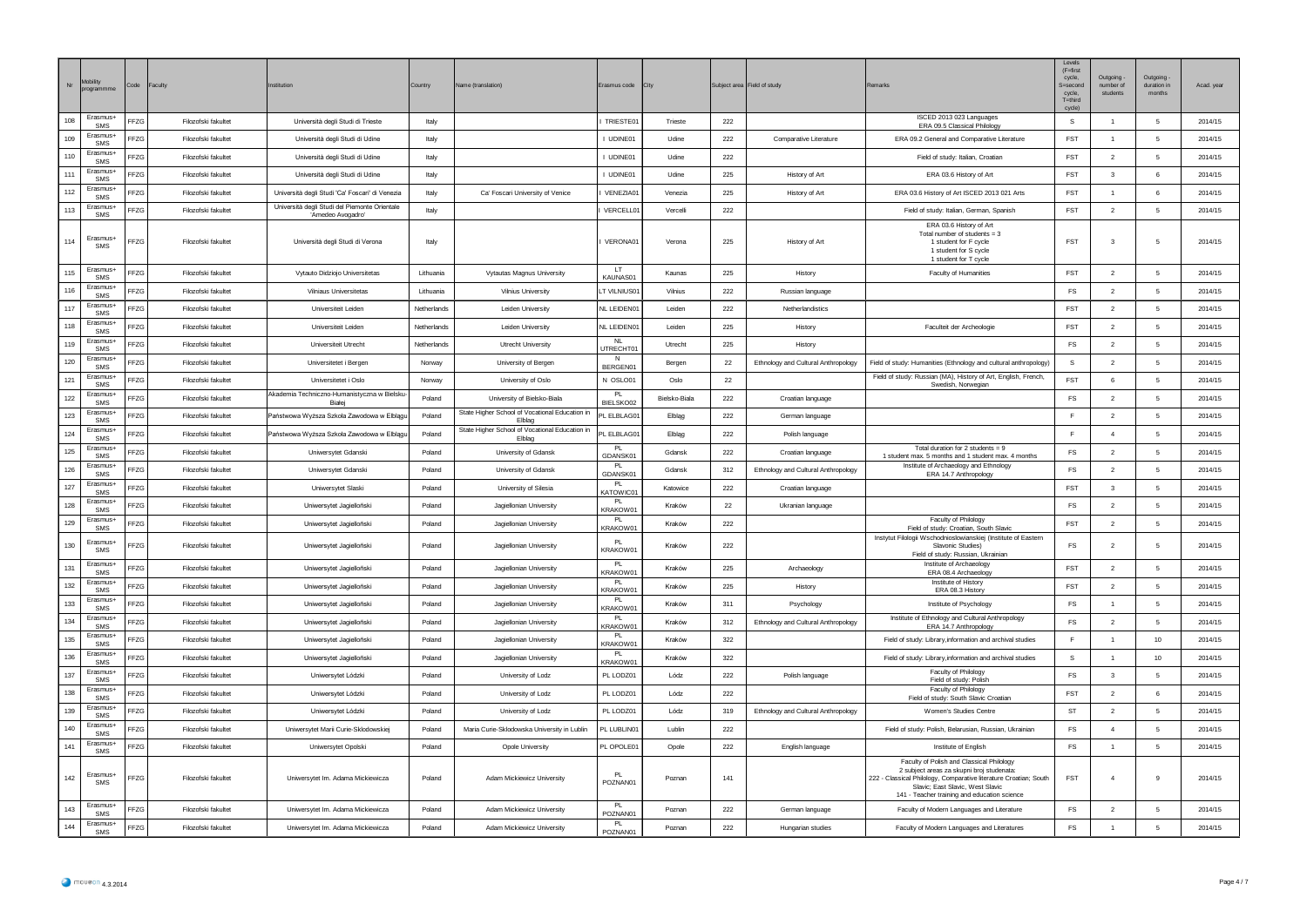| Nr | Mobility programmme | Code | Faculty | Institution | Country | Name (translation) | Erasmus code | City | Subject area | Field of study | Remarks | Levels (F=first cycle, S=second cycle, T=third cycle) | Outgoing - number of students | Outgoing - duration in months | Acad. year |
|---|---|---|---|---|---|---|---|---|---|---|---|---|---|---|---|
| 108 | Erasmus+ SMS | FFZG | Filozofski fakultet | Università degli Studi di Trieste | Italy | | I TRIESTE01 | Trieste | 222 | | ISCED 2013 023 Languages ERA 09.5 Classical Philology | S | 1 | 5 | 2014/15 |
| 109 | Erasmus+ SMS | FFZG | Filozofski fakultet | Università degli Studi di Udine | Italy | | I UDINE01 | Udine | 222 | Comparative Literature | ERA 09.2 General and Comparative Literature | FST | 1 | 5 | 2014/15 |
| 110 | Erasmus+ SMS | FFZG | Filozofski fakultet | Università degli Studi di Udine | Italy | | I UDINE01 | Udine | 222 | | Field of study: Italian, Croatian | FST | 2 | 5 | 2014/15 |
| 111 | Erasmus+ SMS | FFZG | Filozofski fakultet | Università degli Studi di Udine | Italy | | I UDINE01 | Udine | 225 | History of Art | ERA 03.6 History of Art | FST | 3 | 6 | 2014/15 |
| 112 | Erasmus+ SMS | FFZG | Filozofski fakultet | Università degli Studi 'Ca' Foscari' di Venezia | Italy | Ca' Foscari University of Venice | I VENEZIA01 | Venezia | 225 | History of Art | ERA 03.6 History of Art ISCED 2013 021 Arts | FST | 1 | 6 | 2014/15 |
| 113 | Erasmus+ SMS | FFZG | Filozofski fakultet | Università degli Studi del Piemonte Orientale 'Amedeo Avogadro' | Italy | | I VERCELL01 | Vercelli | 222 | | Field of study: Italian, German, Spanish | FST | 2 | 5 | 2014/15 |
| 114 | Erasmus+ SMS | FFZG | Filozofski fakultet | Università degli Studi di Verona | Italy | | I VERONA01 | Verona | 225 | History of Art | ERA 03.6 History of Art Total number of students = 3 1 student for F cycle 1 student for S cycle 1 student for T cycle | FST | 3 | 5 | 2014/15 |
| 115 | Erasmus+ SMS | FFZG | Filozofski fakultet | Vytauto Didziojo Universitetas | Lithuania | Vytautas Magnus University | LT KAUNAS01 | Kaunas | 225 | History | Faculty of Humanities | FST | 2 | 5 | 2014/15 |
| 116 | Erasmus+ SMS | FFZG | Filozofski fakultet | Vilniaus Universitetas | Lithuania | Vilnius University | LT VILNIUS01 | Vilnius | 222 | Russian language | | FS | 2 | 5 | 2014/15 |
| 117 | Erasmus+ SMS | FFZG | Filozofski fakultet | Universiteit Leiden | Netherlands | Leiden University | NL LEIDEN01 | Leiden | 222 | Netherlandistics | | FST | 2 | 5 | 2014/15 |
| 118 | Erasmus+ SMS | FFZG | Filozofski fakultet | Universiteit Leiden | Netherlands | Leiden University | NL LEIDEN01 | Leiden | 225 | History | Faculteit der Archeologie | FST | 2 | 5 | 2014/15 |
| 119 | Erasmus+ SMS | FFZG | Filozofski fakultet | Universiteit Utrecht | Netherlands | Utrecht University | NL UTRECHT01 | Utrecht | 225 | History | | FS | 2 | 5 | 2014/15 |
| 120 | Erasmus+ SMS | FFZG | Filozofski fakultet | Universitetet i Bergen | Norway | University of Bergen | N BERGEN01 | Bergen | 22 | Ethnology and Cultural Anthropology | Field of study: Humanities (Ethnology and cultural anthropology) | S | 2 | 5 | 2014/15 |
| 121 | Erasmus+ SMS | FFZG | Filozofski fakultet | Universitetet i Oslo | Norway | University of Oslo | N OSLO01 | Oslo | 22 | | Field of study: Russian (MA), History of Art, English, French, Swedish, Norwegian | FST | 6 | 5 | 2014/15 |
| 122 | Erasmus+ SMS | FFZG | Filozofski fakultet | Akademia Techniczno-Humanistyczna w Bielsku-Białej | Poland | University of Bielsko-Biala | PL BIELSKO02 | Bielsko-Biala | 222 | Croatian language | | FS | 2 | 5 | 2014/15 |
| 123 | Erasmus+ SMS | FFZG | Filozofski fakultet | Państwowa Wyższa Szkoła Zawodowa w Elblągu | Poland | State Higher School of Vocational Education in Elblag | PL ELBLAG01 | Elblag | 222 | German language | | F | 2 | 5 | 2014/15 |
| 124 | Erasmus+ SMS | FFZG | Filozofski fakultet | Państwowa Wyższa Szkoła Zawodowa w Elblągu | Poland | State Higher School of Vocational Education in Elblag | PL ELBLAG01 | Elblag | 222 | Polish language | | F | 4 | 5 | 2014/15 |
| 125 | Erasmus+ SMS | FFZG | Filozofski fakultet | Uniwersytet Gdanski | Poland | University of Gdansk | PL GDANSK01 | Gdansk | 222 | Croatian language | Total duration for 2 students = 9 1 student max. 5 months and 1 student max. 4 months | FS | 2 | 5 | 2014/15 |
| 126 | Erasmus+ SMS | FFZG | Filozofski fakultet | Uniwersytet Gdanski | Poland | University of Gdansk | PL GDANSK01 | Gdansk | 312 | Ethnology and Cultural Anthropology | Institute of Archaeology and Ethnology ERA 14.7 Anthropology | FS | 2 | 5 | 2014/15 |
| 127 | Erasmus+ SMS | FFZG | Filozofski fakultet | Uniwersytet Slaski | Poland | University of Silesia | PL KATOWIC01 | Katowice | 222 | Croatian language | | FST | 3 | 5 | 2014/15 |
| 128 | Erasmus+ SMS | FFZG | Filozofski fakultet | Uniwersytet Jagielloński | Poland | Jagiellonian University | PL KRAKOW01 | Kraków | 22 | Ukranian language | | FS | 2 | 5 | 2014/15 |
| 129 | Erasmus+ SMS | FFZG | Filozofski fakultet | Uniwersytet Jagielloński | Poland | Jagiellonian University | PL KRAKOW01 | Kraków | 222 | | Faculty of Philology Field of study: Croatian, South Slavic | FST | 2 | 5 | 2014/15 |
| 130 | Erasmus+ SMS | FFZG | Filozofski fakultet | Uniwersytet Jagielloński | Poland | Jagiellonian University | PL KRAKOW01 | Kraków | 222 | | Instytut Filologii Wschodnioslowianskiej (Institute of Eastern Slavonic Studies) Field of study: Russian, Ukrainian | FS | 2 | 5 | 2014/15 |
| 131 | Erasmus+ SMS | FFZG | Filozofski fakultet | Uniwersytet Jagielloński | Poland | Jagiellonian University | PL KRAKOW01 | Kraków | 225 | Archaeology | Institute of Archaeology ERA 08.4 Archaeology | FST | 2 | 5 | 2014/15 |
| 132 | Erasmus+ SMS | FFZG | Filozofski fakultet | Uniwersytet Jagielloński | Poland | Jagiellonian University | PL KRAKOW01 | Kraków | 225 | History | Institute of History ERA 08.3 History | FST | 2 | 5 | 2014/15 |
| 133 | Erasmus+ SMS | FFZG | Filozofski fakultet | Uniwersytet Jagielloński | Poland | Jagiellonian University | PL KRAKOW01 | Kraków | 311 | Psychology | Institute of Psychology | FS | 1 | 5 | 2014/15 |
| 134 | Erasmus+ SMS | FFZG | Filozofski fakultet | Uniwersytet Jagielloński | Poland | Jagiellonian University | PL KRAKOW01 | Kraków | 312 | Ethnology and Cultural Anthropology | Institute of Ethnology and Cultural Anthropology ERA 14.7 Anthropology | FS | 2 | 5 | 2014/15 |
| 135 | Erasmus+ SMS | FFZG | Filozofski fakultet | Uniwersytet Jagielloński | Poland | Jagiellonian University | PL KRAKOW01 | Kraków | 322 | | Field of study: Library,information and archival studies | F | 1 | 10 | 2014/15 |
| 136 | Erasmus+ SMS | FFZG | Filozofski fakultet | Uniwersytet Jagielloński | Poland | Jagiellonian University | PL KRAKOW01 | Kraków | 322 | | Field of study: Library,information and archival studies | S | 1 | 10 | 2014/15 |
| 137 | Erasmus+ SMS | FFZG | Filozofski fakultet | Uniwersytet Lódzki | Poland | University of Lodz | PL LODZ01 | Lódz | 222 | Polish language | Faculty of Philology Field of study: Polish | FS | 3 | 5 | 2014/15 |
| 138 | Erasmus+ SMS | FFZG | Filozofski fakultet | Uniwersytet Lódzki | Poland | University of Lodz | PL LODZ01 | Lódz | 222 | | Faculty of Philology Field of study: South Slavic Croatian | FST | 2 | 6 | 2014/15 |
| 139 | Erasmus+ SMS | FFZG | Filozofski fakultet | Uniwersytet Lódzki | Poland | University of Lodz | PL LODZ01 | Lódz | 319 | Ethnology and Cultural Anthropology | Women's Studies Centre | ST | 2 | 5 | 2014/15 |
| 140 | Erasmus+ SMS | FFZG | Filozofski fakultet | Uniwersytet Marii Curie-Sklodowskiej | Poland | Maria Curie-Sklodowska University in Lublin | PL LUBLIN01 | Lublin | 222 | | Field of study: Polish, Belarusian, Russian, Ukrainian | FS | 4 | 5 | 2014/15 |
| 141 | Erasmus+ SMS | FFZG | Filozofski fakultet | Uniwersytet Opolski | Poland | Opole University | PL OPOLE01 | Opole | 222 | English language | Institute of English | FS | 1 | 5 | 2014/15 |
| 142 | Erasmus+ SMS | FFZG | Filozofski fakultet | Uniwersytet Im. Adama Mickiewicza | Poland | Adam Mickiewicz University | PL POZNAN01 | Poznan | 141 | | Faculty of Polish and Classical Philology 2 subject areas za skupni broj studenata: 222 - Classical Philology, Comparative literature Croatian; South Slavic; East Slavic, West Slavic 141 - Teacher training and education science | FST | 4 | 9 | 2014/15 |
| 143 | Erasmus+ SMS | FFZG | Filozofski fakultet | Uniwersytet Im. Adama Mickiewicza | Poland | Adam Mickiewicz University | PL POZNAN01 | Poznan | 222 | German language | Faculty of Modern Languages and Literature | FS | 2 | 5 | 2014/15 |
| 144 | Erasmus+ SMS | FFZG | Filozofski fakultet | Uniwersytet Im. Adama Mickiewicza | Poland | Adam Mickiewicz University | PL POZNAN01 | Poznan | 222 | Hungarian studies | Faculty of Modern Languages and Literatures | FS | 1 | 5 | 2014/15 |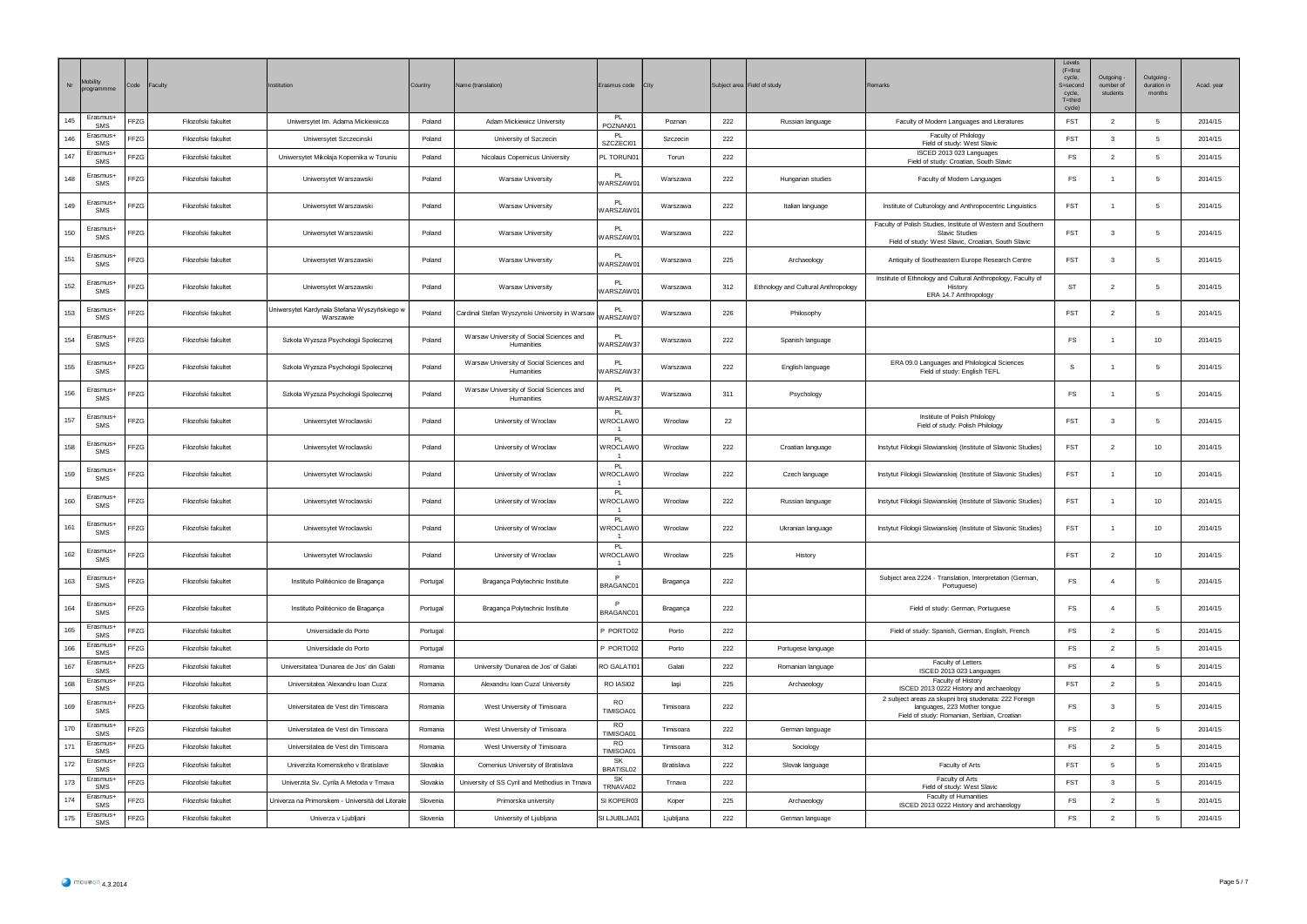| Nr | Mobility programmme | Code | Faculty | Institution | Country | Name (translation) | Erasmus code | City | Subject area | Field of study | Remarks | Levels (F=first cycle, S=second cycle, T=third cycle) | Outgoing - number of students | Outgoing - duration in months | Acad. year |
|---|---|---|---|---|---|---|---|---|---|---|---|---|---|---|---|
| 145 | Erasmus+ SMS | FFZG | Filozofski fakultet | Uniwersytet Im. Adama Mickiewicza | Poland | Adam Mickiewicz University | PL POZNAN01 | Poznan | 222 | Russian language | Faculty of Modern Languages and Literatures | FST | 2 | 5 | 2014/15 |
| 146 | Erasmus+ SMS | FFZG | Filozofski fakultet | Uniwersytet Szczecinski | Poland | University of Szczecin | PL SZCZECI01 | Szczecin | 222 | | Faculty of Philology Field of study: West Slavic | FST | 3 | 5 | 2014/15 |
| 147 | Erasmus+ SMS | FFZG | Filozofski fakultet | Uniwersytet Mikolaja Kopernika w Toruniu | Poland | Nicolaus Copernicus University | PL TORUN01 | Torun | 222 | | ISCED 2013 023 Languages Field of study: Croatian, South Slavic | FS | 2 | 5 | 2014/15 |
| 148 | Erasmus+ SMS | FFZG | Filozofski fakultet | Uniwersytet Warszawski | Poland | Warsaw University | PL WARSZAW01 | Warszawa | 222 | Hungarian studies | Faculty of Modern Languages | FS | 1 | 5 | 2014/15 |
| 149 | Erasmus+ SMS | FFZG | Filozofski fakultet | Uniwersytet Warszawski | Poland | Warsaw University | PL WARSZAW01 | Warszawa | 222 | Italian language | Institute of Culturology and Anthropocentric Linguistics | FST | 1 | 5 | 2014/15 |
| 150 | Erasmus+ SMS | FFZG | Filozofski fakultet | Uniwersytet Warszawski | Poland | Warsaw University | PL WARSZAW01 | Warszawa | 222 | | Faculty of Polish Studies, Institute of Western and Southern Slavic Studies Field of study: West Slavic, Croatian, South Slavic | FST | 3 | 5 | 2014/15 |
| 151 | Erasmus+ SMS | FFZG | Filozofski fakultet | Uniwersytet Warszawski | Poland | Warsaw University | PL WARSZAW01 | Warszawa | 225 | Archaeology | Antiquity of Southeastern Europe Research Centre | FST | 3 | 5 | 2014/15 |
| 152 | Erasmus+ SMS | FFZG | Filozofski fakultet | Uniwersytet Warszawski | Poland | Warsaw University | PL WARSZAW01 | Warszawa | 312 | Ethnology and Cultural Anthropology | Institute of Ethnology and Cultural Anthropology, Faculty of History ERA 14.7 Anthropology | ST | 2 | 5 | 2014/15 |
| 153 | Erasmus+ SMS | FFZG | Filozofski fakultet | Uniwersytet Kardynała Stefana Wyszyńskiego w Warszawie | Poland | Cardinal Stefan Wyszynski University in Warsaw | PL WARSZAW07 | Warszawa | 226 | Philosophy | | FST | 2 | 5 | 2014/15 |
| 154 | Erasmus+ SMS | FFZG | Filozofski fakultet | Szkola Wyzsza Psychologii Spolecznej | Poland | Warsaw University of Social Sciences and Humanities | PL WARSZAW37 | Warszawa | 222 | Spanish language | | FS | 1 | 10 | 2014/15 |
| 155 | Erasmus+ SMS | FFZG | Filozofski fakultet | Szkola Wyzsza Psychologii Spolecznej | Poland | Warsaw University of Social Sciences and Humanities | PL WARSZAW37 | Warszawa | 222 | English language | ERA 09.0 Languages and Philological Sciences Field of study: English TEFL | S | 1 | 5 | 2014/15 |
| 156 | Erasmus+ SMS | FFZG | Filozofski fakultet | Szkola Wyzsza Psychologii Spolecznej | Poland | Warsaw University of Social Sciences and Humanities | PL WARSZAW37 | Warszawa | 311 | Psychology | | FS | 1 | 5 | 2014/15 |
| 157 | Erasmus+ SMS | FFZG | Filozofski fakultet | Uniwersytet Wroclawski | Poland | University of Wroclaw | PL WROCLAW01 | Wroclaw | 22 | | Institute of Polish Philology Field of study: Polish Philology | FST | 3 | 5 | 2014/15 |
| 158 | Erasmus+ SMS | FFZG | Filozofski fakultet | Uniwersytet Wroclawski | Poland | University of Wroclaw | PL WROCLAW01 | Wroclaw | 222 | Croatian language | Instytut Filologii Slowianskiej (Institute of Slavonic Studies) | FST | 2 | 10 | 2014/15 |
| 159 | Erasmus+ SMS | FFZG | Filozofski fakultet | Uniwersytet Wroclawski | Poland | University of Wroclaw | PL WROCLAW01 | Wroclaw | 222 | Czech language | Instytut Filologii Slowianskiej (Institute of Slavonic Studies) | FST | 1 | 10 | 2014/15 |
| 160 | Erasmus+ SMS | FFZG | Filozofski fakultet | Uniwersytet Wroclawski | Poland | University of Wroclaw | PL WROCLAW01 | Wroclaw | 222 | Russian language | Instytut Filologii Slowianskiej (Institute of Slavonic Studies) | FST | 1 | 10 | 2014/15 |
| 161 | Erasmus+ SMS | FFZG | Filozofski fakultet | Uniwersytet Wroclawski | Poland | University of Wroclaw | PL WROCLAW01 | Wroclaw | 222 | Ukranian language | Instytut Filologii Slowianskiej (Institute of Slavonic Studies) | FST | 1 | 10 | 2014/15 |
| 162 | Erasmus+ SMS | FFZG | Filozofski fakultet | Uniwersytet Wroclawski | Poland | University of Wroclaw | PL WROCLAW01 | Wroclaw | 225 | History | | FST | 2 | 10 | 2014/15 |
| 163 | Erasmus+ SMS | FFZG | Filozofski fakultet | Instituto Politécnico de Bragança | Portugal | Bragança Polytechnic Institute | P BRAGANC01 | Bragança | 222 | | Subject area 2224 - Translation, Interpretation (German, Portuguese) | FS | 4 | 5 | 2014/15 |
| 164 | Erasmus+ SMS | FFZG | Filozofski fakultet | Instituto Politécnico de Bragança | Portugal | Bragança Polytechnic Institute | P BRAGANC01 | Bragança | 222 | | Field of study: German, Portuguese | FS | 4 | 5 | 2014/15 |
| 165 | Erasmus+ SMS | FFZG | Filozofski fakultet | Universidade do Porto | Portugal | | P PORTO02 | Porto | 222 | | Field of study: Spanish, German, English, French | FS | 2 | 5 | 2014/15 |
| 166 | Erasmus+ SMS | FFZG | Filozofski fakultet | Universidade do Porto | Portugal | | P PORTO02 | Porto | 222 | Portugese language | | FS | 2 | 5 | 2014/15 |
| 167 | Erasmus+ SMS | FFZG | Filozofski fakultet | Universitatea 'Dunarea de Jos' din Galati | Romania | University 'Dunarea de Jos' of Galati | RO GALATI01 | Galati | 222 | Romanian language | Faculty of Letters ISCED 2013 023 Languages | FS | 4 | 5 | 2014/15 |
| 168 | Erasmus+ SMS | FFZG | Filozofski fakultet | Universitatea 'Alexandru Ioan Cuza' | Romania | Alexandru Ioan Cuza' University | RO IASI02 | Iaşi | 225 | Archaeology | Faculty of History ISCED 2013 0222 History and archaeology | FST | 2 | 5 | 2014/15 |
| 169 | Erasmus+ SMS | FFZG | Filozofski fakultet | Universitatea de Vest din Timisoara | Romania | West University of Timisoara | RO TIMISOA01 | Timisoara | 222 | | 2 subject areas za skupni broj studenata: 222 Foreign languages, 223 Mother tongue Field of study: Romanian, Serbian, Croatian | FS | 3 | 5 | 2014/15 |
| 170 | Erasmus+ SMS | FFZG | Filozofski fakultet | Universitatea de Vest din Timisoara | Romania | West University of Timisoara | RO TIMISOA01 | Timisoara | 222 | German language | | FS | 2 | 5 | 2014/15 |
| 171 | Erasmus+ SMS | FFZG | Filozofski fakultet | Universitatea de Vest din Timisoara | Romania | West University of Timisoara | RO TIMISOA01 | Timisoara | 312 | Sociology | | FS | 2 | 5 | 2014/15 |
| 172 | Erasmus+ SMS | FFZG | Filozofski fakultet | Univerzita Komenskeho v Bratislave | Slovakia | Comenius University of Bratislava | SK BRATISL02 | Bratislava | 222 | Slovak language | Faculty of Arts | FST | 5 | 5 | 2014/15 |
| 173 | Erasmus+ SMS | FFZG | Filozofski fakultet | Univerzita Sv. Cyrila A Metoda v Trnava | Slovakia | University of SS Cyril and Methodius in Trnava | SK TRNAVA02 | Trnava | 222 | | Faculty of Arts Field of study: West Slavic | FST | 3 | 5 | 2014/15 |
| 174 | Erasmus+ SMS | FFZG | Filozofski fakultet | Univerza na Primorskem - Università del Litorale | Slovenia | Primorska university | SI KOPER03 | Koper | 225 | Archaeology | Faculty of Humanities ISCED 2013 0222 History and archaeology | FS | 2 | 5 | 2014/15 |
| 175 | Erasmus+ SMS | FFZG | Filozofski fakultet | Univerza v Ljubljani | Slovenia | University of Ljubljana | SI LJUBLJA01 | Ljubljana | 222 | German language | | FS | 2 | 5 | 2014/15 |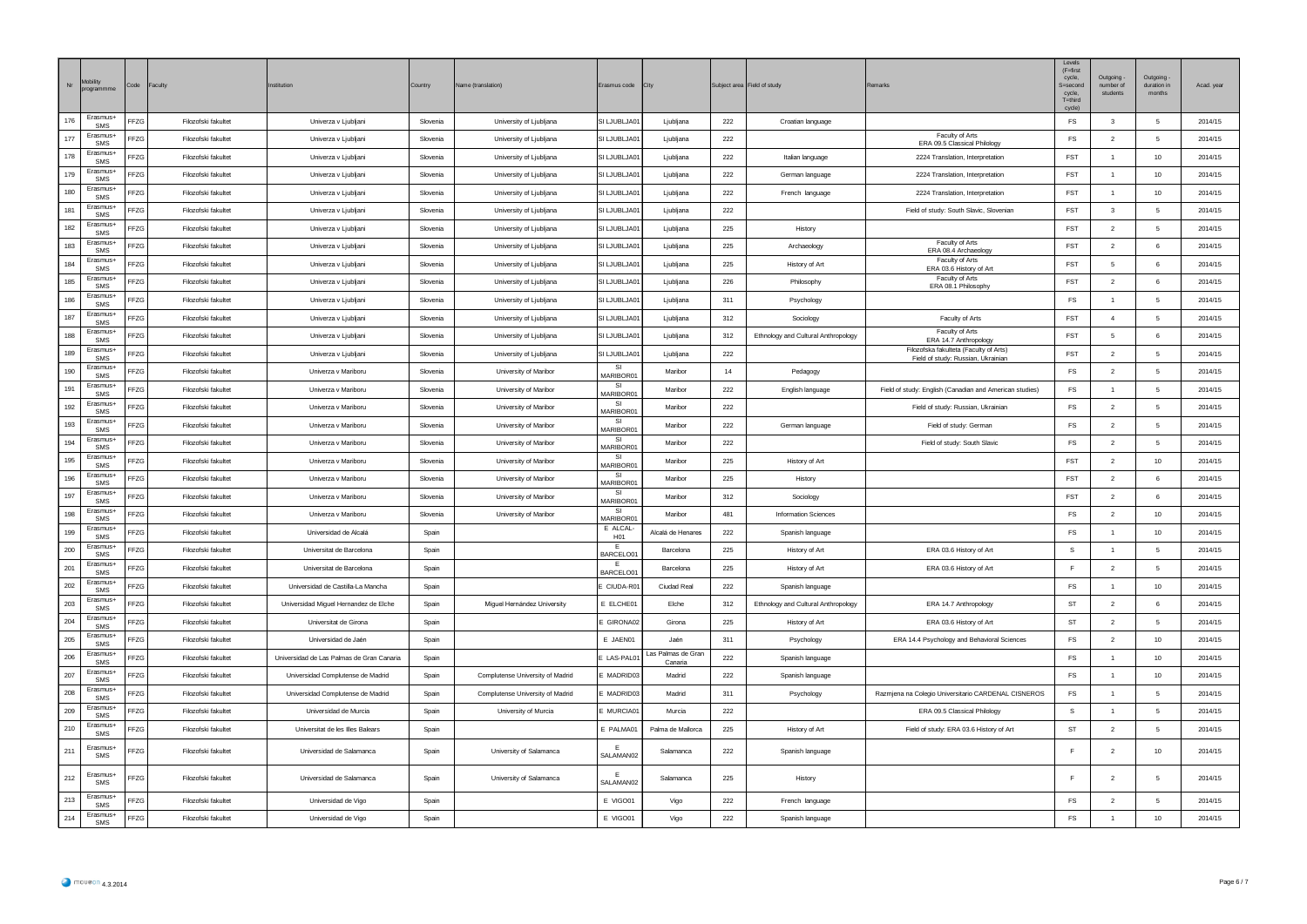| Nr | Mobility programmme | Code | Faculty | Institution | Country | Name (translation) | Erasmus code | City | Subject area | Field of study | Remarks | Levels (F=first cycle, S=second cycle, T=third cycle) | Outgoing - number of students | Outgoing - duration in months | Acad. year |
|---|---|---|---|---|---|---|---|---|---|---|---|---|---|---|---|
| 176 | Erasmus+ SMS | FFZG | Filozofski fakultet | Univerza v Ljubljani | Slovenia | University of Ljubljana | SI LJUBLJA01 | Ljubljana | 222 | Croatian language | | FS | 3 | 5 | 2014/15 |
| 177 | Erasmus+ SMS | FFZG | Filozofski fakultet | Univerza v Ljubljani | Slovenia | University of Ljubljana | SI LJUBLJA01 | Ljubljana | 222 | | Faculty of Arts ERA 09.5 Classical Philology | FS | 2 | 5 | 2014/15 |
| 178 | Erasmus+ SMS | FFZG | Filozofski fakultet | Univerza v Ljubljani | Slovenia | University of Ljubljana | SI LJUBLJA01 | Ljubljana | 222 | Italian language | 2224 Translation, Interpretation | FST | 1 | 10 | 2014/15 |
| 179 | Erasmus+ SMS | FFZG | Filozofski fakultet | Univerza v Ljubljani | Slovenia | University of Ljubljana | SI LJUBLJA01 | Ljubljana | 222 | German language | 2224 Translation, Interpretation | FST | 1 | 10 | 2014/15 |
| 180 | Erasmus+ SMS | FFZG | Filozofski fakultet | Univerza v Ljubljani | Slovenia | University of Ljubljana | SI LJUBLJA01 | Ljubljana | 222 | French language | 2224 Translation, Interpretation | FST | 1 | 10 | 2014/15 |
| 181 | Erasmus+ SMS | FFZG | Filozofski fakultet | Univerza v Ljubljani | Slovenia | University of Ljubljana | SI LJUBLJA01 | Ljubljana | 222 | | Field of study: South Slavic, Slovenian | FST | 3 | 5 | 2014/15 |
| 182 | Erasmus+ SMS | FFZG | Filozofski fakultet | Univerza v Ljubljani | Slovenia | University of Ljubljana | SI LJUBLJA01 | Ljubljana | 225 | History | | FST | 2 | 5 | 2014/15 |
| 183 | Erasmus+ SMS | FFZG | Filozofski fakultet | Univerza v Ljubljani | Slovenia | University of Ljubljana | SI LJUBLJA01 | Ljubljana | 225 | Archaeology | Faculty of Arts ERA 08.4 Archaeology | FST | 2 | 6 | 2014/15 |
| 184 | Erasmus+ SMS | FFZG | Filozofski fakultet | Univerza v Ljubljani | Slovenia | University of Ljubljana | SI LJUBLJA01 | Ljubljana | 225 | History of Art | Faculty of Arts ERA 03.6 History of Art | FST | 5 | 6 | 2014/15 |
| 185 | Erasmus+ SMS | FFZG | Filozofski fakultet | Univerza v Ljubljani | Slovenia | University of Ljubljana | SI LJUBLJA01 | Ljubljana | 226 | Philosophy | Faculty of Arts ERA 08.1 Philosophy | FST | 2 | 6 | 2014/15 |
| 186 | Erasmus+ SMS | FFZG | Filozofski fakultet | Univerza v Ljubljani | Slovenia | University of Ljubljana | SI LJUBLJA01 | Ljubljana | 311 | Psychology | | FS | 1 | 5 | 2014/15 |
| 187 | Erasmus+ SMS | FFZG | Filozofski fakultet | Univerza v Ljubljani | Slovenia | University of Ljubljana | SI LJUBLJA01 | Ljubljana | 312 | Sociology | Faculty of Arts | FST | 4 | 5 | 2014/15 |
| 188 | Erasmus+ SMS | FFZG | Filozofski fakultet | Univerza v Ljubljani | Slovenia | University of Ljubljana | SI LJUBLJA01 | Ljubljana | 312 | Ethnology and Cultural Anthropology | Faculty of Arts ERA 14.7 Anthropology | FST | 5 | 6 | 2014/15 |
| 189 | Erasmus+ SMS | FFZG | Filozofski fakultet | Univerza v Ljubljani | Slovenia | University of Ljubljana | SI LJUBLJA01 | Ljubljana | 222 | | Filozofska fakulteta (Faculty of Arts) Field of study: Russian, Ukrainian | FST | 2 | 5 | 2014/15 |
| 190 | Erasmus+ SMS | FFZG | Filozofski fakultet | Univerza v Mariboru | Slovenia | University of Maribor | SI MARIBOR01 | Maribor | 14 | Pedagogy | | FS | 2 | 5 | 2014/15 |
| 191 | Erasmus+ SMS | FFZG | Filozofski fakultet | Univerza v Mariboru | Slovenia | University of Maribor | SI MARIBOR01 | Maribor | 222 | English language | Field of study: English (Canadian and American studies) | FS | 1 | 5 | 2014/15 |
| 192 | Erasmus+ SMS | FFZG | Filozofski fakultet | Univerza v Mariboru | Slovenia | University of Maribor | SI MARIBOR01 | Maribor | 222 | | Field of study: Russian, Ukrainian | FS | 2 | 5 | 2014/15 |
| 193 | Erasmus+ SMS | FFZG | Filozofski fakultet | Univerza v Mariboru | Slovenia | University of Maribor | SI MARIBOR01 | Maribor | 222 | German language | Field of study: German | FS | 2 | 5 | 2014/15 |
| 194 | Erasmus+ SMS | FFZG | Filozofski fakultet | Univerza v Mariboru | Slovenia | University of Maribor | SI MARIBOR01 | Maribor | 222 | | Field of study: South Slavic | FS | 2 | 5 | 2014/15 |
| 195 | Erasmus+ SMS | FFZG | Filozofski fakultet | Univerza v Mariboru | Slovenia | University of Maribor | SI MARIBOR01 | Maribor | 225 | History of Art | | FST | 2 | 10 | 2014/15 |
| 196 | Erasmus+ SMS | FFZG | Filozofski fakultet | Univerza v Mariboru | Slovenia | University of Maribor | SI MARIBOR01 | Maribor | 225 | History | | FST | 2 | 6 | 2014/15 |
| 197 | Erasmus+ SMS | FFZG | Filozofski fakultet | Univerza v Mariboru | Slovenia | University of Maribor | SI MARIBOR01 | Maribor | 312 | Sociology | | FST | 2 | 6 | 2014/15 |
| 198 | Erasmus+ SMS | FFZG | Filozofski fakultet | Univerza v Mariboru | Slovenia | University of Maribor | SI MARIBOR01 | Maribor | 481 | Information Sciences | | FS | 2 | 10 | 2014/15 |
| 199 | Erasmus+ SMS | FFZG | Filozofski fakultet | Universidad de Alcalá | Spain | | E ALCAL-H01 | Alcalá de Henares | 222 | Spanish language | | FS | 1 | 10 | 2014/15 |
| 200 | Erasmus+ SMS | FFZG | Filozofski fakultet | Universitat de Barcelona | Spain | | E BARCELO01 | Barcelona | 225 | History of Art | ERA 03.6 History of Art | S | 1 | 5 | 2014/15 |
| 201 | Erasmus+ SMS | FFZG | Filozofski fakultet | Universitat de Barcelona | Spain | | E BARCELO01 | Barcelona | 225 | History of Art | ERA 03.6 History of Art | F | 2 | 5 | 2014/15 |
| 202 | Erasmus+ SMS | FFZG | Filozofski fakultet | Universidad de Castilla-La Mancha | Spain | | E CIUDA-R01 | Ciudad Real | 222 | Spanish language | | FS | 1 | 10 | 2014/15 |
| 203 | Erasmus+ SMS | FFZG | Filozofski fakultet | Universidad Miguel Hernandez de Elche | Spain | Miguel Hernández University | E ELCHE01 | Elche | 312 | Ethnology and Cultural Anthropology | ERA 14.7 Anthropology | ST | 2 | 6 | 2014/15 |
| 204 | Erasmus+ SMS | FFZG | Filozofski fakultet | Universitat de Girona | Spain | | E GIRONA02 | Girona | 225 | History of Art | ERA 03.6 History of Art | ST | 2 | 5 | 2014/15 |
| 205 | Erasmus+ SMS | FFZG | Filozofski fakultet | Universidad de Jaén | Spain | | E JAEN01 | Jaén | 311 | Psychology | ERA 14.4 Psychology and Behavioral Sciences | FS | 2 | 10 | 2014/15 |
| 206 | Erasmus+ SMS | FFZG | Filozofski fakultet | Universidad de Las Palmas de Gran Canaria | Spain | | E LAS-PAL01 | Las Palmas de Gran Canaria | 222 | Spanish language | | FS | 1 | 10 | 2014/15 |
| 207 | Erasmus+ SMS | FFZG | Filozofski fakultet | Universidad Complutense de Madrid | Spain | Complutense University of Madrid | E MADRID03 | Madrid | 222 | Spanish language | | FS | 1 | 10 | 2014/15 |
| 208 | Erasmus+ SMS | FFZG | Filozofski fakultet | Universidad Complutense de Madrid | Spain | Complutense University of Madrid | E MADRID03 | Madrid | 311 | Psychology | Razmjena na Colegio Universitario CARDENAL CISNEROS | FS | 1 | 5 | 2014/15 |
| 209 | Erasmus+ SMS | FFZG | Filozofski fakultet | Universidad de Murcia | Spain | University of Murcia | E MURCIA01 | Murcia | 222 | | ERA 09.5 Classical Philology | S | 1 | 5 | 2014/15 |
| 210 | Erasmus+ SMS | FFZG | Filozofski fakultet | Universitat de les Illes Balears | Spain | | E PALMA01 | Palma de Mallorca | 225 | History of Art | Field of study: ERA 03.6 History of Art | ST | 2 | 5 | 2014/15 |
| 211 | Erasmus+ SMS | FFZG | Filozofski fakultet | Universidad de Salamanca | Spain | University of Salamanca | E SALAMAN02 | Salamanca | 222 | Spanish language | | F | 2 | 10 | 2014/15 |
| 212 | Erasmus+ SMS | FFZG | Filozofski fakultet | Universidad de Salamanca | Spain | University of Salamanca | E SALAMAN02 | Salamanca | 225 | History | | F | 2 | 5 | 2014/15 |
| 213 | Erasmus+ SMS | FFZG | Filozofski fakultet | Universidad de Vigo | Spain | | E VIGO01 | Vigo | 222 | French language | | FS | 2 | 5 | 2014/15 |
| 214 | Erasmus+ SMS | FFZG | Filozofski fakultet | Universidad de Vigo | Spain | | E VIGO01 | Vigo | 222 | Spanish language | | FS | 1 | 10 | 2014/15 |

4.3.2014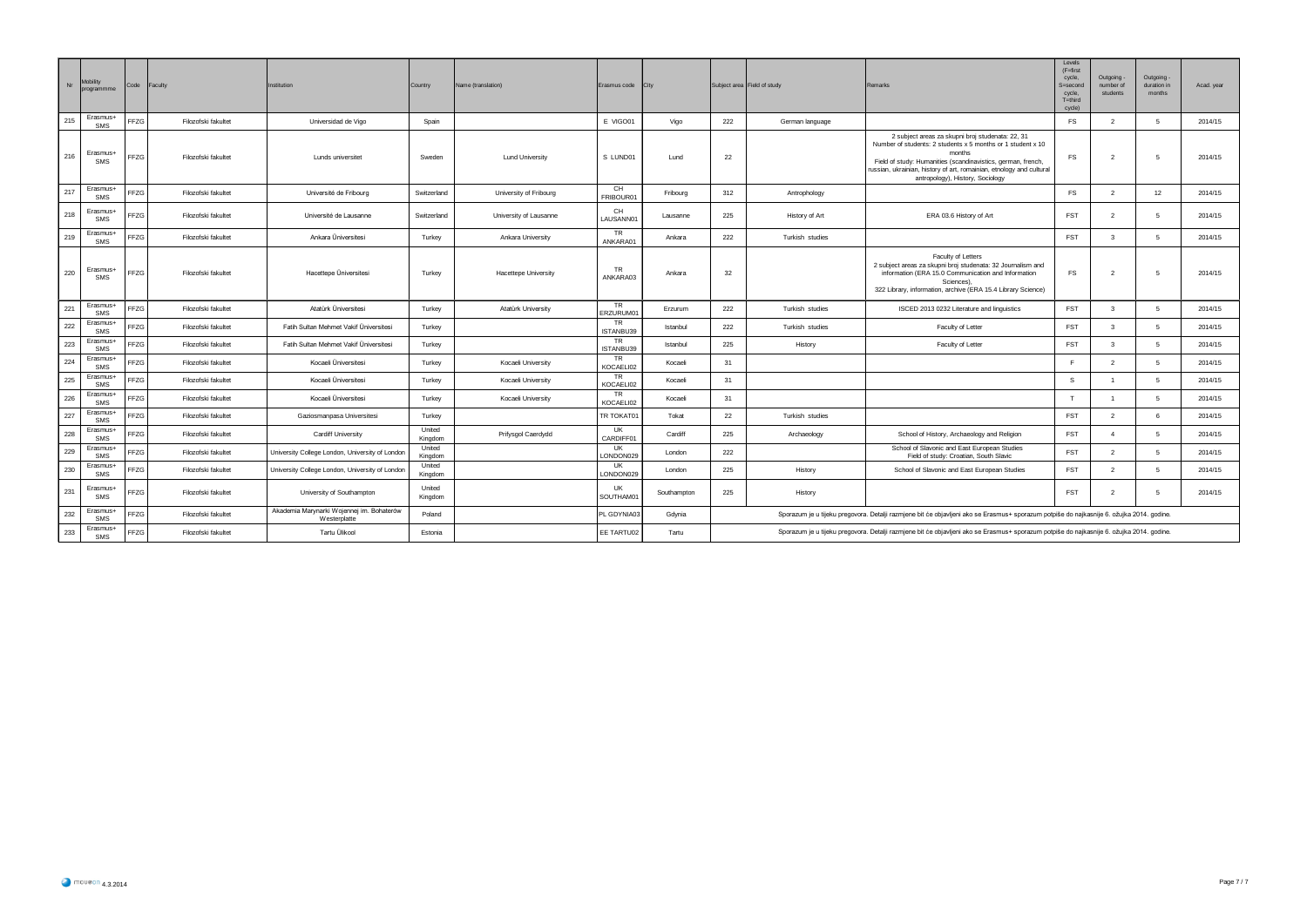| Nr | Mobility programmme | Code | Faculty | Institution | Country | Name (translation) | Erasmus code | City | Subject area | Field of study | Remarks | Levels (F=first cycle, S=second cycle, T=third cycle) | Outgoing - number of students | Outgoing - duration in months | Acad. year |
|---|---|---|---|---|---|---|---|---|---|---|---|---|---|---|---|
| 215 | Erasmus+ SMS | FFZG | Filozofski fakultet | Universidad de Vigo | Spain | | E VIGO01 | Vigo | 222 | German language | | FS | 2 | 5 | 2014/15 |
| 216 | Erasmus+ SMS | FFZG | Filozofski fakultet | Lunds universitet | Sweden | Lund University | S LUND01 | Lund | 22 | | 2 subject areas za skupni broj studenata: 22, 31 Number of students: 2 students x 5 months or 1 student x 10 months Field of study: Humanities (scandinavistics, german, french, russian, ukrainian, history of art, romainian, etnology and cultural antropology), History, Sociology | FS | 2 | 5 | 2014/15 |
| 217 | Erasmus+ SMS | FFZG | Filozofski fakultet | Université de Fribourg | Switzerland | University of Fribourg | CH FRIBOUR01 | Fribourg | 312 | Antrophology | | FS | 2 | 12 | 2014/15 |
| 218 | Erasmus+ SMS | FFZG | Filozofski fakultet | Université de Lausanne | Switzerland | University of Lausanne | CH LAUSANN01 | Lausanne | 225 | History of Art | ERA 03.6 History of Art | FST | 2 | 5 | 2014/15 |
| 219 | Erasmus+ SMS | FFZG | Filozofski fakultet | Ankara Üniversitesi | Turkey | Ankara University | TR ANKARA01 | Ankara | 222 | Turkish studies | | FST | 3 | 5 | 2014/15 |
| 220 | Erasmus+ SMS | FFZG | Filozofski fakultet | Hacettepe Üniversitesi | Turkey | Hacettepe University | TR ANKARA03 | Ankara | 32 | | Faculty of Letters 2 subject areas za skupni broj studenata: 32 Journalism and information (ERA 15.0 Communication and Information Sciences), 322 Library, information, archive (ERA 15.4 Library Science) | FS | 2 | 5 | 2014/15 |
| 221 | Erasmus+ SMS | FFZG | Filozofski fakultet | Atatürk Üniversitesi | Turkey | Atatürk University | TR ERZURUM01 | Erzurum | 222 | Turkish studies | ISCED 2013 0232 Literature and linguistics | FST | 3 | 5 | 2014/15 |
| 222 | Erasmus+ SMS | FFZG | Filozofski fakultet | Fatih Sultan Mehmet Vakif Üniversitesi | Turkey | | TR ISTANBU39 | Istanbul | 222 | Turkish studies | Faculty of Letter | FST | 3 | 5 | 2014/15 |
| 223 | Erasmus+ SMS | FFZG | Filozofski fakultet | Fatih Sultan Mehmet Vakif Üniversitesi | Turkey | | TR ISTANBU39 | Istanbul | 225 | History | Faculty of Letter | FST | 3 | 5 | 2014/15 |
| 224 | Erasmus+ SMS | FFZG | Filozofski fakultet | Kocaeli Üniversitesi | Turkey | Kocaeli University | TR KOCAELI02 | Kocaeli | 31 | | | F | 2 | 5 | 2014/15 |
| 225 | Erasmus+ SMS | FFZG | Filozofski fakultet | Kocaeli Üniversitesi | Turkey | Kocaeli University | TR KOCAELI02 | Kocaeli | 31 | | | S | 1 | 5 | 2014/15 |
| 226 | Erasmus+ SMS | FFZG | Filozofski fakultet | Kocaeli Üniversitesi | Turkey | Kocaeli University | TR KOCAELI02 | Kocaeli | 31 | | | T | 1 | 5 | 2014/15 |
| 227 | Erasmus+ SMS | FFZG | Filozofski fakultet | Gaziosmanpasa Universitesi | Turkey | | TR TOKAT01 | Tokat | 22 | Turkish studies | | FST | 2 | 6 | 2014/15 |
| 228 | Erasmus+ SMS | FFZG | Filozofski fakultet | Cardiff University | United Kingdom | Prifysgol Caerdydd | UK CARDIFF01 | Cardiff | 225 | Archaeology | School of History, Archaeology and Religion | FST | 4 | 5 | 2014/15 |
| 229 | Erasmus+ SMS | FFZG | Filozofski fakultet | University College London, University of London | United Kingdom | | UK LONDON029 | London | 222 | | School of Slavonic and East European Studies Field of study: Croatian, South Slavic | FST | 2 | 5 | 2014/15 |
| 230 | Erasmus+ SMS | FFZG | Filozofski fakultet | University College London, University of London | United Kingdom | | UK LONDON029 | London | 225 | History | School of Slavonic and East European Studies | FST | 2 | 5 | 2014/15 |
| 231 | Erasmus+ SMS | FFZG | Filozofski fakultet | University of Southampton | United Kingdom | | UK SOUTHAM01 | Southampton | 225 | History | | FST | 2 | 5 | 2014/15 |
| 232 | Erasmus+ SMS | FFZG | Filozofski fakultet | Akademia Marynarki Wojennej im. Bohaterów Westerplatte | Poland | | PL GDYNIA03 | Gdynia | Sporazum je u tijeku pregovora. Detalji razmjene bit će objavljeni ako se Erasmus+ sporazum potpiše do najkasnije 6. ožujka 2014. godine. | | | | | | |
| 233 | Erasmus+ SMS | FFZG | Filozofski fakultet | Tartu Ülikool | Estonia | | EE TARTU02 | Tartu | Sporazum je u tijeku pregovora. Detalji razmjene bit će objavljeni ako se Erasmus+ sporazum potpiše do najkasnije 6. ožujka 2014. godine. | | | | | | |

4.3.2014